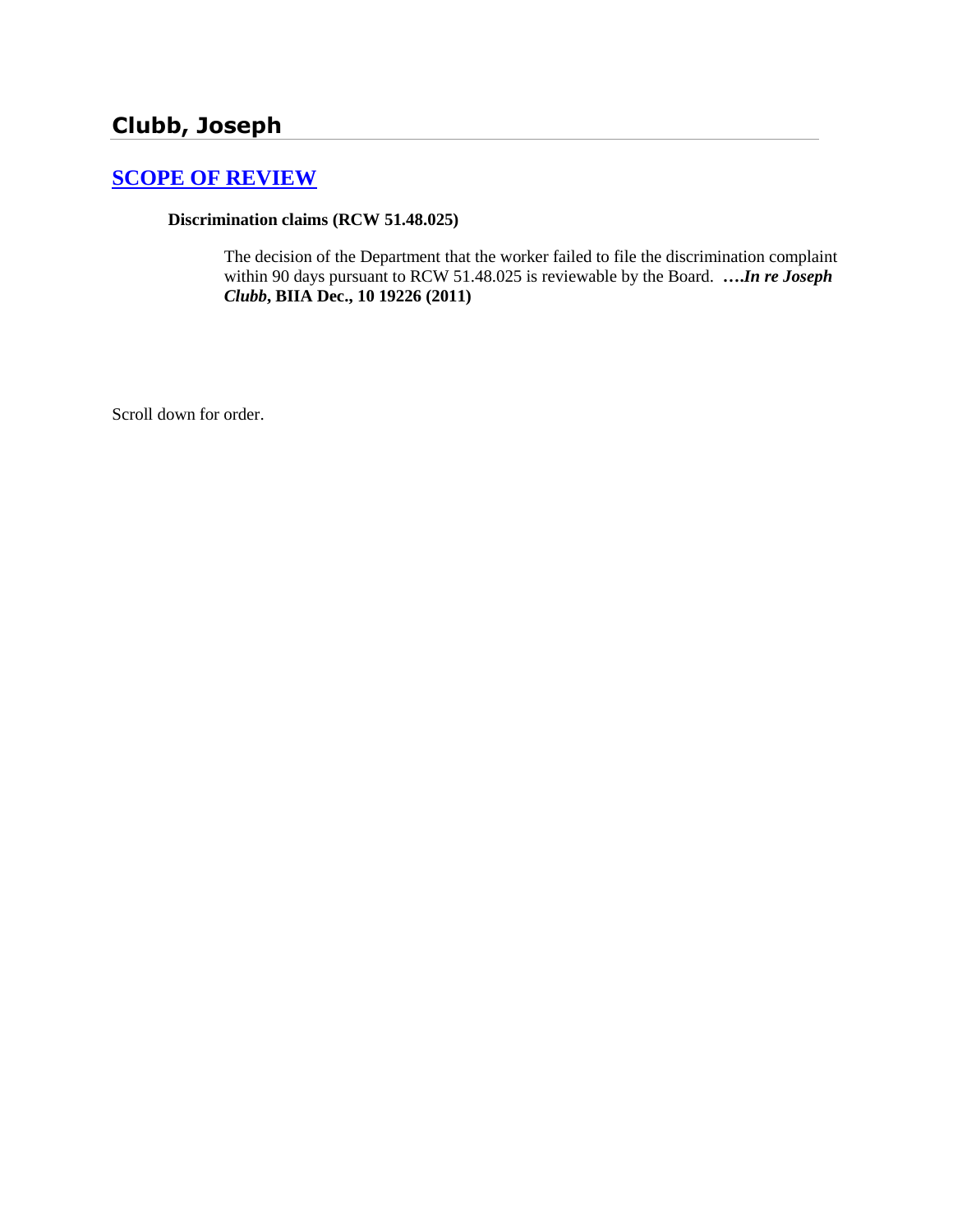# Clubb, Joseph

## SCOPE OF REVIEW

**Discrimination claims (RCW 51.48.025)**

The decision of the Department that the worker failed to file the discrimination complaint within 90 days pursuant to RCW 51.48.025 is reviewable by the Board. ***….In re Joseph Clubb*, BIIA Dec., 10 19226 (2011)**

Scroll down for order.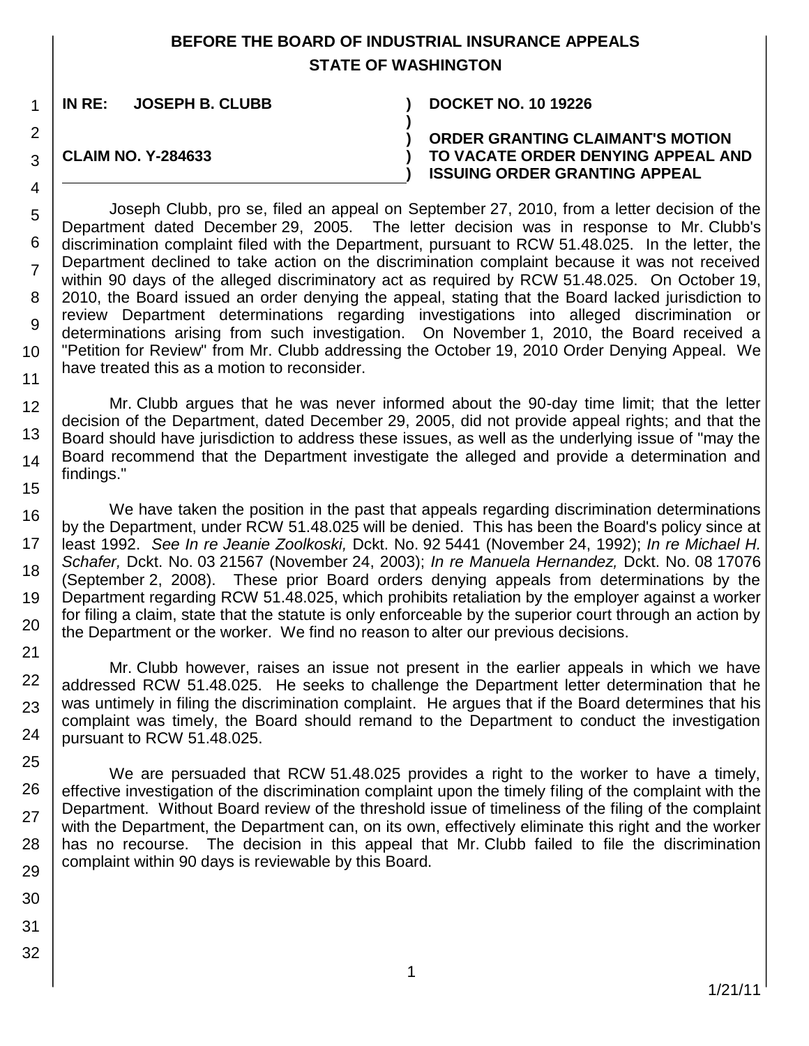**BEFORE THE BOARD OF INDUSTRIAL INSURANCE APPEALS**
**STATE OF WASHINGTON**

| | | |
|---|---|---|
| **IN RE: JOSEPH B. CLUBB** | **)** | **DOCKET NO. 10 19226** |
| | **)** | |
| | **)** | **ORDER GRANTING CLAIMANT'S MOTION** |
| **CLAIM NO. Y-284633** | **)** | **TO VACATE ORDER DENYING APPEAL AND** |
| | **)** | **ISSUING ORDER GRANTING APPEAL** |

Joseph Clubb, pro se, filed an appeal on September 27, 2010, from a letter decision of the Department dated December 29, 2005. The letter decision was in response to Mr. Clubb's discrimination complaint filed with the Department, pursuant to RCW 51.48.025. In the letter, the Department declined to take action on the discrimination complaint because it was not received within 90 days of the alleged discriminatory act as required by RCW 51.48.025. On October 19, 2010, the Board issued an order denying the appeal, stating that the Board lacked jurisdiction to review Department determinations regarding investigations into alleged discrimination or determinations arising from such investigation. On November 1, 2010, the Board received a "Petition for Review" from Mr. Clubb addressing the October 19, 2010 Order Denying Appeal. We have treated this as a motion to reconsider.

Mr. Clubb argues that he was never informed about the 90-day time limit; that the letter decision of the Department, dated December 29, 2005, did not provide appeal rights; and that the Board should have jurisdiction to address these issues, as well as the underlying issue of "may the Board recommend that the Department investigate the alleged and provide a determination and findings."

We have taken the position in the past that appeals regarding discrimination determinations by the Department, under RCW 51.48.025 will be denied. This has been the Board's policy since at least 1992. *See In re Jeanie Zoolkoski,* Dckt. No. 92 5441 (November 24, 1992); *In re Michael H. Schafer,* Dckt. No. 03 21567 (November 24, 2003); *In re Manuela Hernandez,* Dckt. No. 08 17076 (September 2, 2008). These prior Board orders denying appeals from determinations by the Department regarding RCW 51.48.025, which prohibits retaliation by the employer against a worker for filing a claim, state that the statute is only enforceable by the superior court through an action by the Department or the worker. We find no reason to alter our previous decisions.

Mr. Clubb however, raises an issue not present in the earlier appeals in which we have addressed RCW 51.48.025. He seeks to challenge the Department letter determination that he was untimely in filing the discrimination complaint. He argues that if the Board determines that his complaint was timely, the Board should remand to the Department to conduct the investigation pursuant to RCW 51.48.025.

We are persuaded that RCW 51.48.025 provides a right to the worker to have a timely, effective investigation of the discrimination complaint upon the timely filing of the complaint with the Department. Without Board review of the threshold issue of timeliness of the filing of the complaint with the Department, the Department can, on its own, effectively eliminate this right and the worker has no recourse. The decision in this appeal that Mr. Clubb failed to file the discrimination complaint within 90 days is reviewable by this Board.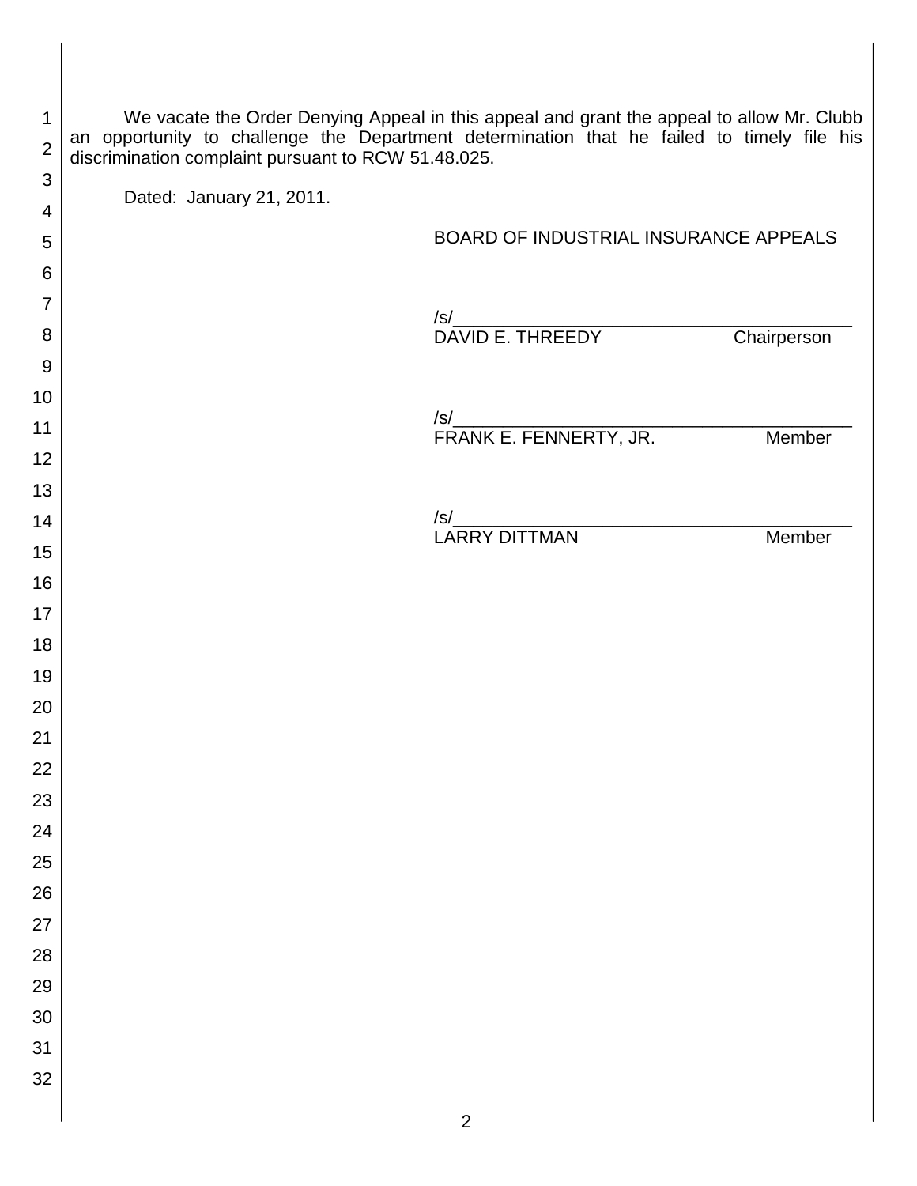We vacate the Order Denying Appeal in this appeal and grant the appeal to allow Mr. Clubb an opportunity to challenge the Department determination that he failed to timely file his discrimination complaint pursuant to RCW 51.48.025.

Dated: January 21, 2011.

BOARD OF INDUSTRIAL INSURANCE APPEALS

/s/
DAVID E. THREEDY Chairperson

/s/
FRANK E. FENNERTY, JR. Member

/s/
LARRY DITTMAN Member